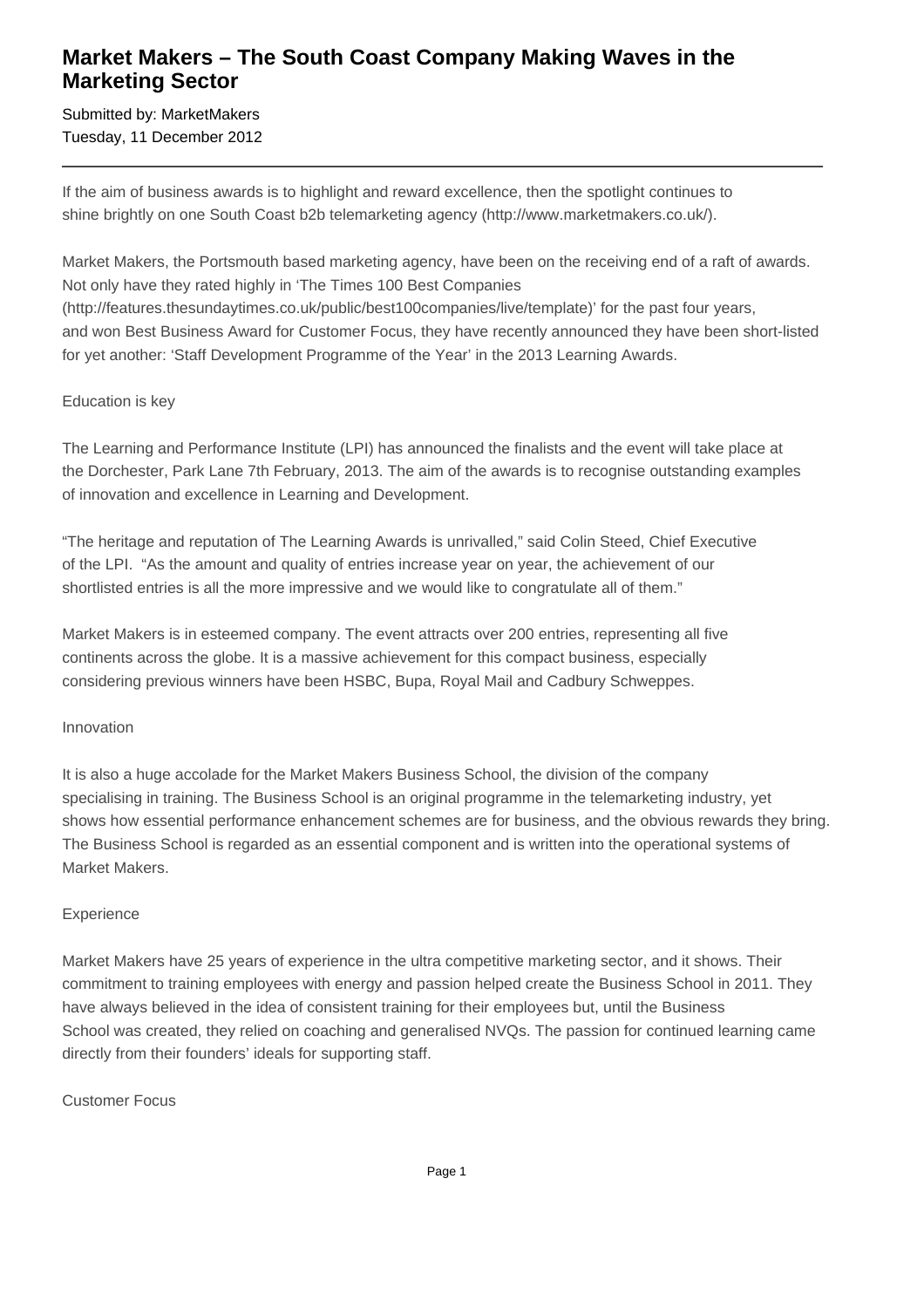# Market Makers – The South Coast Company Making Waves in the Marketing Sector

Submitted by: MarketMakers
Tuesday, 11 December 2012

---

If the aim of business awards is to highlight and reward excellence, then the spotlight continues to shine brightly on one South Coast b2b telemarketing agency (http://www.marketmakers.co.uk/).

Market Makers, the Portsmouth based marketing agency, have been on the receiving end of a raft of awards. Not only have they rated highly in 'The Times 100 Best Companies (http://features.thesundaytimes.co.uk/public/best100companies/live/template)' for the past four years, and won Best Business Award for Customer Focus, they have recently announced they have been short-listed for yet another: 'Staff Development Programme of the Year' in the 2013 Learning Awards.

Education is key

The Learning and Performance Institute (LPI) has announced the finalists and the event will take place at the Dorchester, Park Lane 7th February, 2013. The aim of the awards is to recognise outstanding examples of innovation and excellence in Learning and Development.

"The heritage and reputation of The Learning Awards is unrivalled," said Colin Steed, Chief Executive of the LPI. "As the amount and quality of entries increase year on year, the achievement of our shortlisted entries is all the more impressive and we would like to congratulate all of them."

Market Makers is in esteemed company. The event attracts over 200 entries, representing all five continents across the globe. It is a massive achievement for this compact business, especially considering previous winners have been HSBC, Bupa, Royal Mail and Cadbury Schweppes.

Innovation

It is also a huge accolade for the Market Makers Business School, the division of the company specialising in training. The Business School is an original programme in the telemarketing industry, yet shows how essential performance enhancement schemes are for business, and the obvious rewards they bring. The Business School is regarded as an essential component and is written into the operational systems of Market Makers.

Experience

Market Makers have 25 years of experience in the ultra competitive marketing sector, and it shows. Their commitment to training employees with energy and passion helped create the Business School in 2011. They have always believed in the idea of consistent training for their employees but, until the Business School was created, they relied on coaching and generalised NVQs. The passion for continued learning came directly from their founders' ideals for supporting staff.

Customer Focus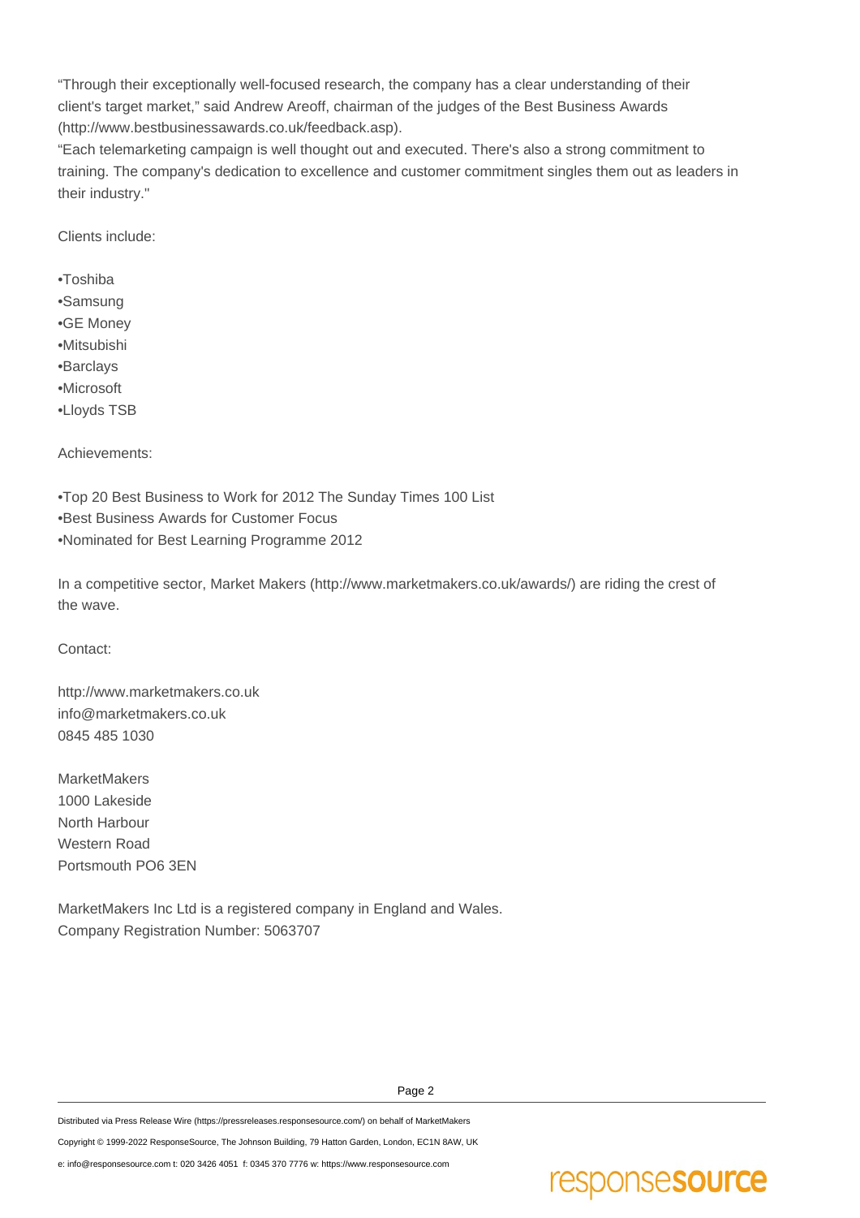“Through their exceptionally well-focused research, the company has a clear understanding of their client's target market,” said Andrew Areoff, chairman of the judges of the Best Business Awards (http://www.bestbusinessawards.co.uk/feedback.asp).
“Each telemarketing campaign is well thought out and executed. There's also a strong commitment to training. The company's dedication to excellence and customer commitment singles them out as leaders in their industry."

Clients include:

•Toshiba
•Samsung
•GE Money
•Mitsubishi
•Barclays
•Microsoft
•Lloyds TSB

Achievements:

•Top 20 Best Business to Work for 2012 The Sunday Times 100 List
•Best Business Awards for Customer Focus
•Nominated for Best Learning Programme 2012

In a competitive sector, Market Makers (http://www.marketmakers.co.uk/awards/) are riding the crest of the wave.

Contact:

http://www.marketmakers.co.uk
info@marketmakers.co.uk
0845 485 1030

MarketMakers
1000 Lakeside
North Harbour
Western Road
Portsmouth PO6 3EN

MarketMakers Inc Ltd is a registered company in England and Wales.
Company Registration Number: 5063707